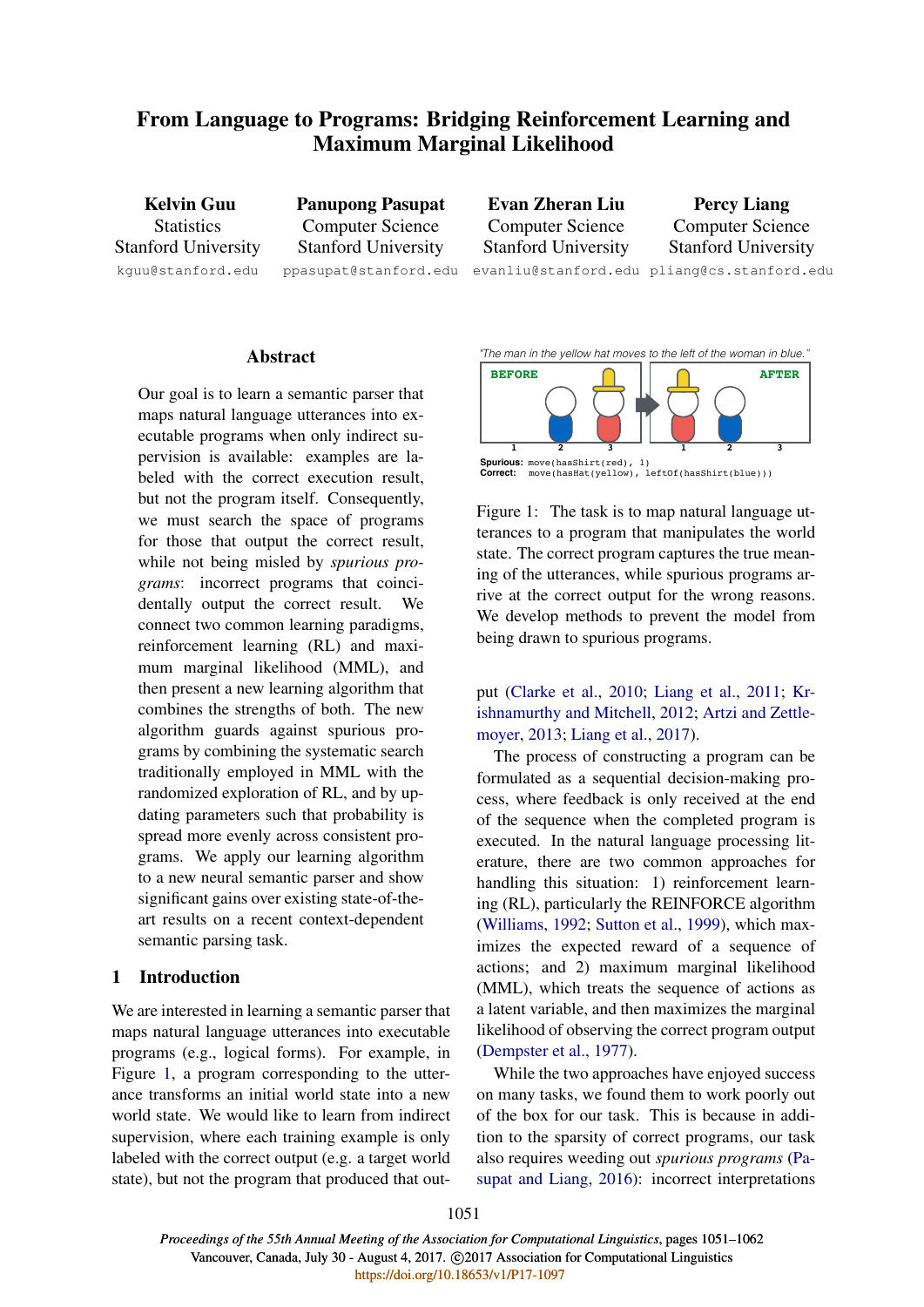# From Language to Programs: Bridging Reinforcement Learning and Maximum Marginal Likelihood

**Kelvin Guu**
Statistics
Stanford University
kguu@stanford.edu

**Panupong Pasupat**
Computer Science
Stanford University
ppasupat@stanford.edu

**Evan Zheran Liu**
Computer Science
Stanford University
evanliu@stanford.edu

**Percy Liang**
Computer Science
Stanford University
pliang@cs.stanford.edu

## Abstract

Our goal is to learn a semantic parser that maps natural language utterances into executable programs when only indirect supervision is available: examples are labeled with the correct execution result, but not the program itself. Consequently, we must search the space of programs for those that output the correct result, while not being misled by *spurious programs*: incorrect programs that coincidentally output the correct result. We connect two common learning paradigms, reinforcement learning (RL) and maximum marginal likelihood (MML), and then present a new learning algorithm that combines the strengths of both. The new algorithm guards against spurious programs by combining the systematic search traditionally employed in MML with the randomized exploration of RL, and by updating parameters such that probability is spread more evenly across consistent programs. We apply our learning algorithm to a new neural semantic parser and show significant gains over existing state-of-the-art results on a recent context-dependent semantic parsing task.

*"The man in the yellow hat moves to the left of the woman in blue."*

**Spurious:** `move(hasShirt(red), 1)`
**Correct:** `move(hasHat(yellow), leftOf(hasShirt(blue)))`

Figure 1: The task is to map natural language utterances to a program that manipulates the world state. The correct program captures the true meaning of the utterances, while spurious programs arrive at the correct output for the wrong reasons. We develop methods to prevent the model from being drawn to spurious programs.

## 1 Introduction

We are interested in learning a semantic parser that maps natural language utterances into executable programs (e.g., logical forms). For example, in Figure 1, a program corresponding to the utterance transforms an initial world state into a new world state. We would like to learn from indirect supervision, where each training example is only labeled with the correct output (e.g. a target world state), but not the program that produced that output (Clarke et al., 2010; Liang et al., 2011; Krishnamurthy and Mitchell, 2012; Artzi and Zettlemoyer, 2013; Liang et al., 2017).

The process of constructing a program can be formulated as a sequential decision-making process, where feedback is only received at the end of the sequence when the completed program is executed. In the natural language processing literature, there are two common approaches for handling this situation: 1) reinforcement learning (RL), particularly the REINFORCE algorithm (Williams, 1992; Sutton et al., 1999), which maximizes the expected reward of a sequence of actions; and 2) maximum marginal likelihood (MML), which treats the sequence of actions as a latent variable, and then maximizes the marginal likelihood of observing the correct program output (Dempster et al., 1977).

While the two approaches have enjoyed success on many tasks, we found them to work poorly out of the box for our task. This is because in addition to the sparsity of correct programs, our task also requires weeding out *spurious programs* (Pasupat and Liang, 2016): incorrect interpretations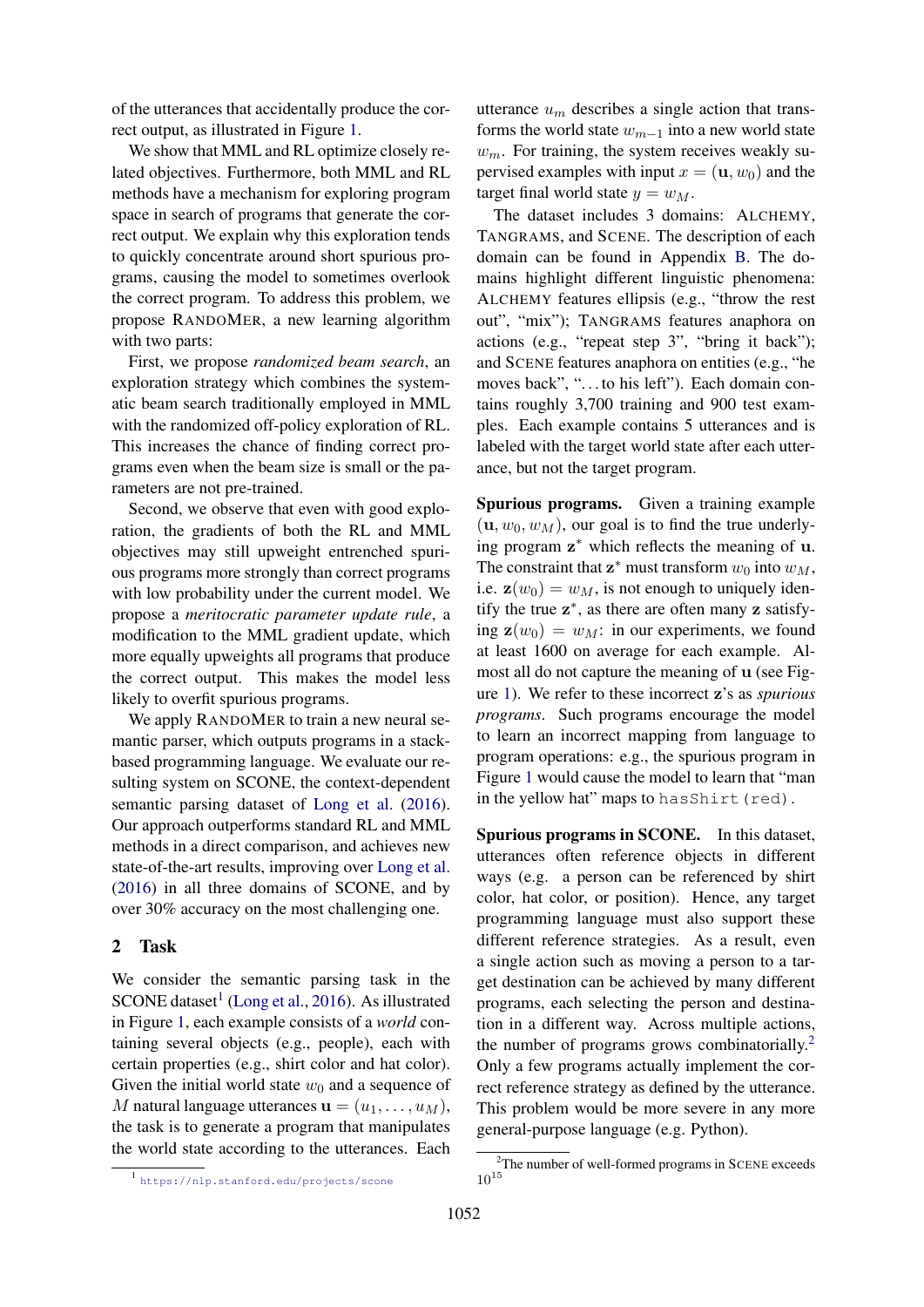of the utterances that accidentally produce the correct output, as illustrated in Figure 1.

We show that MML and RL optimize closely related objectives. Furthermore, both MML and RL methods have a mechanism for exploring program space in search of programs that generate the correct output. We explain why this exploration tends to quickly concentrate around short spurious programs, causing the model to sometimes overlook the correct program. To address this problem, we propose RANDOMER, a new learning algorithm with two parts:

First, we propose *randomized beam search*, an exploration strategy which combines the systematic beam search traditionally employed in MML with the randomized off-policy exploration of RL. This increases the chance of finding correct programs even when the beam size is small or the parameters are not pre-trained.

Second, we observe that even with good exploration, the gradients of both the RL and MML objectives may still upweight entrenched spurious programs more strongly than correct programs with low probability under the current model. We propose a *meritocratic parameter update rule*, a modification to the MML gradient update, which more equally upweights all programs that produce the correct output. This makes the model less likely to overfit spurious programs.

We apply RANDOMER to train a new neural semantic parser, which outputs programs in a stack-based programming language. We evaluate our resulting system on SCONE, the context-dependent semantic parsing dataset of Long et al. (2016). Our approach outperforms standard RL and MML methods in a direct comparison, and achieves new state-of-the-art results, improving over Long et al. (2016) in all three domains of SCONE, and by over 30% accuracy on the most challenging one.

## 2 Task

We consider the semantic parsing task in the SCONE dataset[1] (Long et al., 2016). As illustrated in Figure 1, each example consists of a *world* containing several objects (e.g., people), each with certain properties (e.g., shirt color and hat color). Given the initial world state $w_0$ and a sequence of $M$ natural language utterances $\mathbf{u} = (u_1, \ldots, u_M)$, the task is to generate a program that manipulates the world state according to the utterances. Each utterance $u_m$ describes a single action that transforms the world state $w_{m-1}$ into a new world state $w_m$. For training, the system receives weakly supervised examples with input $x = (\mathbf{u}, w_0)$ and the target final world state $y = w_M$.

The dataset includes 3 domains: ALCHEMY, TANGRAMS, and SCENE. The description of each domain can be found in Appendix B. The domains highlight different linguistic phenomena: ALCHEMY features ellipsis (e.g., "throw the rest out", "mix"); TANGRAMS features anaphora on actions (e.g., "repeat step 3", "bring it back"); and SCENE features anaphora on entities (e.g., "he moves back", "...to his left"). Each domain contains roughly 3,700 training and 900 test examples. Each example contains 5 utterances and is labeled with the target world state after each utterance, but not the target program.

**Spurious programs.** Given a training example $(\mathbf{u}, w_0, w_M)$, our goal is to find the true underlying program $\mathbf{z}^*$ which reflects the meaning of $\mathbf{u}$. The constraint that $\mathbf{z}^*$ must transform $w_0$ into $w_M$, i.e. $\mathbf{z}(w_0) = w_M$, is not enough to uniquely identify the true $\mathbf{z}^*$, as there are often many $\mathbf{z}$ satisfying $\mathbf{z}(w_0) = w_M$: in our experiments, we found at least 1600 on average for each example. Almost all do not capture the meaning of $\mathbf{u}$ (see Figure 1). We refer to these incorrect $\mathbf{z}$'s as *spurious programs*. Such programs encourage the model to learn an incorrect mapping from language to program operations: e.g., the spurious program in Figure 1 would cause the model to learn that "man in the yellow hat" maps to `hasShirt(red)`.

**Spurious programs in SCONE.** In this dataset, utterances often reference objects in different ways (e.g. a person can be referenced by shirt color, hat color, or position). Hence, any target programming language must also support these different reference strategies. As a result, even a single action such as moving a person to a target destination can be achieved by many different programs, each selecting the person and destination in a different way. Across multiple actions, the number of programs grows combinatorially.[2] Only a few programs actually implement the correct reference strategy as defined by the utterance. This problem would be more severe in any more general-purpose language (e.g. Python).

[1] https://nlp.stanford.edu/projects/scone

[2] The number of well-formed programs in SCENE exceeds $10^{15}$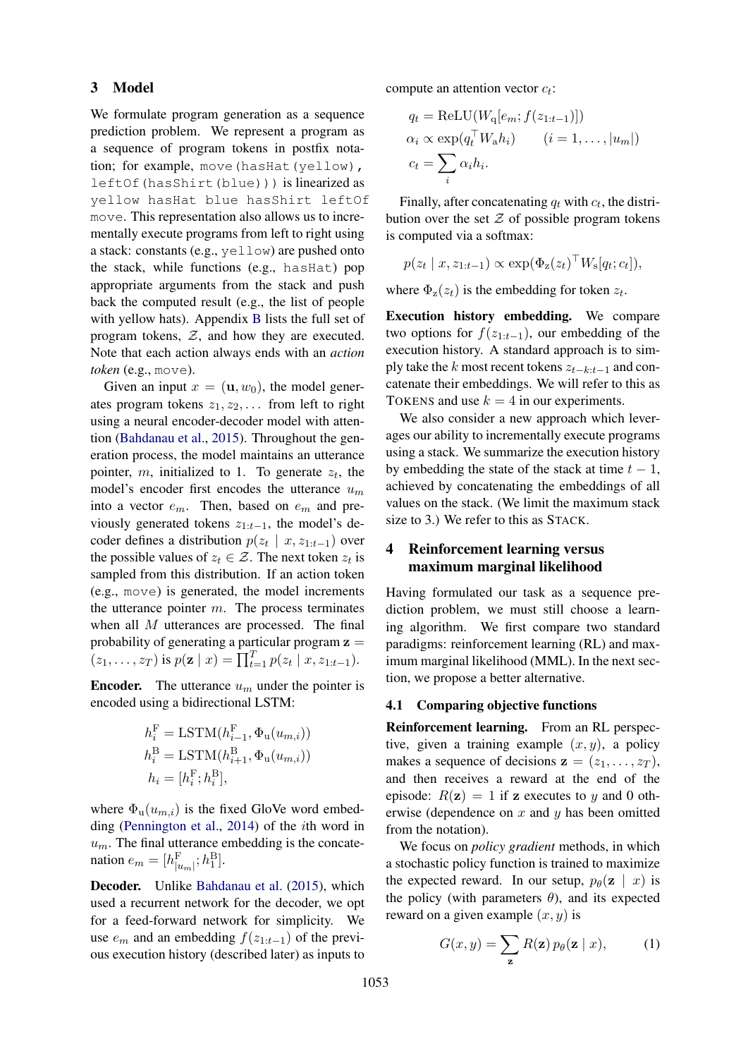## 3 Model

We formulate program generation as a sequence prediction problem. We represent a program as a sequence of program tokens in postfix notation; for example, `move(hasHat(yellow), leftOf(hasShirt(blue)))` is linearized as `yellow hasHat blue hasShirt leftOf move`. This representation also allows us to incrementally execute programs from left to right using a stack: constants (e.g., `yellow`) are pushed onto the stack, while functions (e.g., `hasHat`) pop appropriate arguments from the stack and push back the computed result (e.g., the list of people with yellow hats). Appendix B lists the full set of program tokens, $\mathcal{Z}$, and how they are executed. Note that each action always ends with an *action token* (e.g., `move`).

Given an input $x = (\mathbf{u}, w_0)$, the model generates program tokens $z_1, z_2, \dots$ from left to right using a neural encoder-decoder model with attention (Bahdanau et al., 2015). Throughout the generation process, the model maintains an utterance pointer, $m$, initialized to 1. To generate $z_t$, the model's encoder first encodes the utterance $u_m$ into a vector $e_m$. Then, based on $e_m$ and previously generated tokens $z_{1:t-1}$, the model's decoder defines a distribution $p(z_t \mid x, z_{1:t-1})$ over the possible values of $z_t \in \mathcal{Z}$. The next token $z_t$ is sampled from this distribution. If an action token (e.g., `move`) is generated, the model increments the utterance pointer $m$. The process terminates when all $M$ utterances are processed. The final probability of generating a particular program $\mathbf{z} = (z_1, \dots, z_T)$ is $p(\mathbf{z} \mid x) = \prod_{t=1}^{T} p(z_t \mid x, z_{1:t-1})$.

**Encoder.** The utterance $u_m$ under the pointer is encoded using a bidirectional LSTM:

$$
\begin{aligned}
h_i^{\mathrm{F}} &= \mathrm{LSTM}(h_{i-1}^{\mathrm{F}}, \Phi_{\mathrm{u}}(u_{m,i})) \\
h_i^{\mathrm{B}} &= \mathrm{LSTM}(h_{i+1}^{\mathrm{B}}, \Phi_{\mathrm{u}}(u_{m,i})) \\
h_i &= [h_i^{\mathrm{F}}; h_i^{\mathrm{B}}],
\end{aligned}
$$

where $\Phi_{\mathrm{u}}(u_{m,i})$ is the fixed GloVe word embedding (Pennington et al., 2014) of the $i$th word in $u_m$. The final utterance embedding is the concatenation $e_m = [h_{|u_m|}^{\mathrm{F}}; h_1^{\mathrm{B}}]$.

**Decoder.** Unlike Bahdanau et al. (2015), which used a recurrent network for the decoder, we opt for a feed-forward network for simplicity. We use $e_m$ and an embedding $f(z_{1:t-1})$ of the previous execution history (described later) as inputs to compute an attention vector $c_t$:

$$
\begin{aligned}
q_t &= \mathrm{ReLU}(W_{\mathrm{q}}[e_m; f(z_{1:t-1})]) \\
\alpha_i &\propto \exp(q_t^\top W_{\mathrm{a}} h_i) \qquad (i = 1, \dots, |u_m|) \\
c_t &= \sum_i \alpha_i h_i.
\end{aligned}
$$

Finally, after concatenating $q_t$ with $c_t$, the distribution over the set $\mathcal{Z}$ of possible program tokens is computed via a softmax:

$$
p(z_t \mid x, z_{1:t-1}) \propto \exp(\Phi_{\mathrm{z}}(z_t)^\top W_{\mathrm{s}}[q_t; c_t]),
$$

where $\Phi_{\mathrm{z}}(z_t)$ is the embedding for token $z_t$.

**Execution history embedding.** We compare two options for $f(z_{1:t-1})$, our embedding of the execution history. A standard approach is to simply take the $k$ most recent tokens $z_{t-k:t-1}$ and concatenate their embeddings. We will refer to this as TOKENS and use $k = 4$ in our experiments.

We also consider a new approach which leverages our ability to incrementally execute programs using a stack. We summarize the execution history by embedding the state of the stack at time $t-1$, achieved by concatenating the embeddings of all values on the stack. (We limit the maximum stack size to 3.) We refer to this as STACK.

## 4 Reinforcement learning versus maximum marginal likelihood

Having formulated our task as a sequence prediction problem, we must still choose a learning algorithm. We first compare two standard paradigms: reinforcement learning (RL) and maximum marginal likelihood (MML). In the next section, we propose a better alternative.

### 4.1 Comparing objective functions

**Reinforcement learning.** From an RL perspective, given a training example $(x, y)$, a policy makes a sequence of decisions $\mathbf{z} = (z_1, \dots, z_T)$, and then receives a reward at the end of the episode: $R(\mathbf{z}) = 1$ if $\mathbf{z}$ executes to $y$ and 0 otherwise (dependence on $x$ and $y$ has been omitted from the notation).

We focus on *policy gradient* methods, in which a stochastic policy function is trained to maximize the expected reward. In our setup, $p_\theta(\mathbf{z} \mid x)$ is the policy (with parameters $\theta$), and its expected reward on a given example $(x, y)$ is

$$
G(x, y) = \sum_{\mathbf{z}} R(\mathbf{z})\, p_\theta(\mathbf{z} \mid x), \tag{1}
$$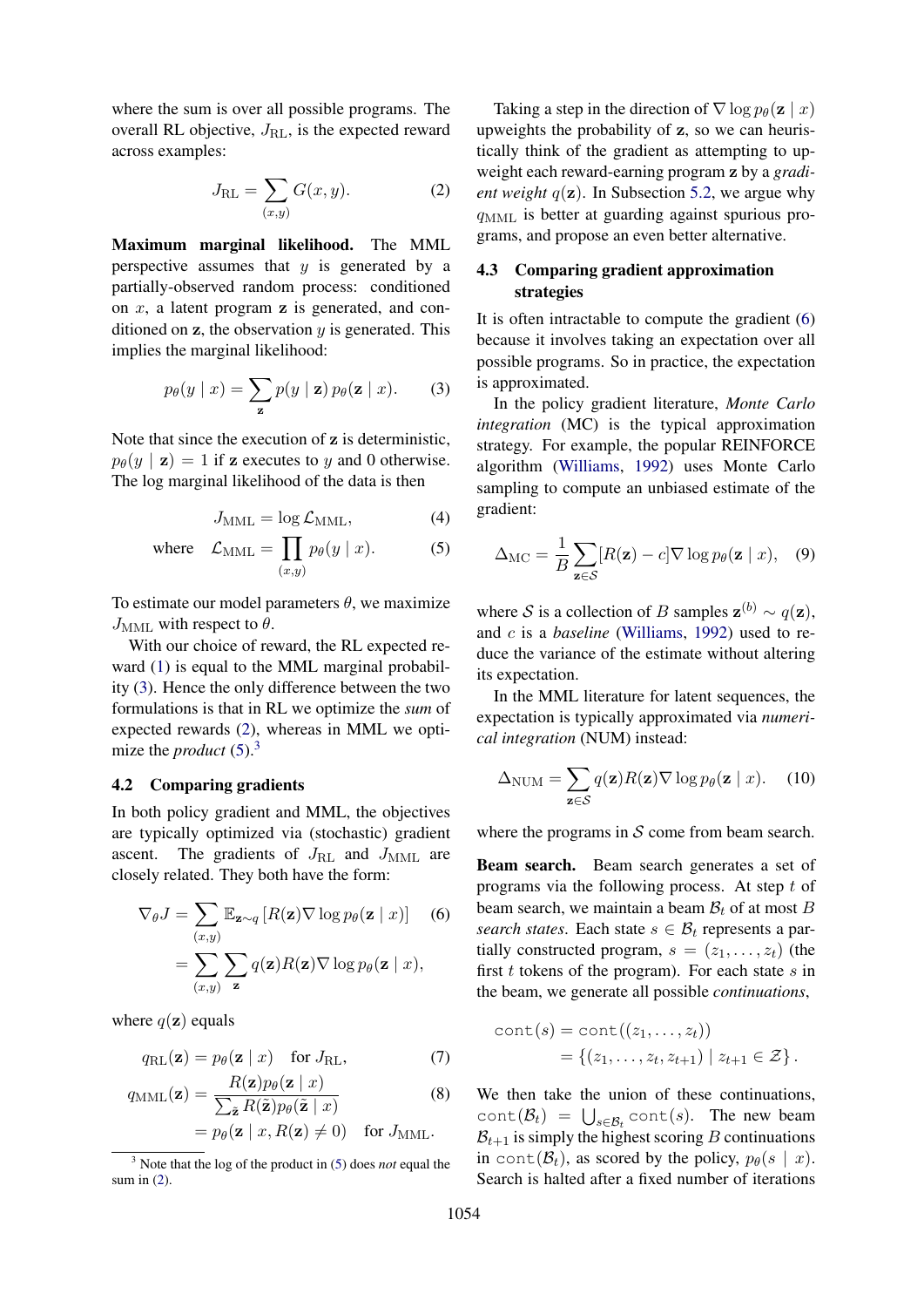where the sum is over all possible programs. The overall RL objective, $J_{\text{RL}}$, is the expected reward across examples:

$$J_{\text{RL}} = \sum_{(x,y)} G(x, y). \tag{2}$$

**Maximum marginal likelihood.** The MML perspective assumes that $y$ is generated by a partially-observed random process: conditioned on $x$, a latent program $\mathbf{z}$ is generated, and conditioned on $\mathbf{z}$, the observation $y$ is generated. This implies the marginal likelihood:

$$p_\theta(y \mid x) = \sum_{\mathbf{z}} p(y \mid \mathbf{z})\, p_\theta(\mathbf{z} \mid x). \tag{3}$$

Note that since the execution of $\mathbf{z}$ is deterministic, $p_\theta(y \mid \mathbf{z}) = 1$ if $\mathbf{z}$ executes to $y$ and 0 otherwise. The log marginal likelihood of the data is then

$$J_{\text{MML}} = \log \mathcal{L}_{\text{MML}}, \tag{4}$$

$$\text{where} \quad \mathcal{L}_{\text{MML}} = \prod_{(x,y)} p_\theta(y \mid x). \tag{5}$$

To estimate our model parameters $\theta$, we maximize $J_{\text{MML}}$ with respect to $\theta$.

With our choice of reward, the RL expected reward (1) is equal to the MML marginal probability (3). Hence the only difference between the two formulations is that in RL we optimize the *sum* of expected rewards (2), whereas in MML we optimize the *product* (5).[3]

## 4.2 Comparing gradients

In both policy gradient and MML, the objectives are typically optimized via (stochastic) gradient ascent. The gradients of $J_{\text{RL}}$ and $J_{\text{MML}}$ are closely related. They both have the form:

$$\begin{aligned}
\nabla_\theta J &= \sum_{(x,y)} \mathbb{E}_{\mathbf{z} \sim q}\left[R(\mathbf{z}) \nabla \log p_\theta(\mathbf{z} \mid x)\right] \qquad (6)\\
&= \sum_{(x,y)} \sum_{\mathbf{z}} q(\mathbf{z}) R(\mathbf{z}) \nabla \log p_\theta(\mathbf{z} \mid x),
\end{aligned}$$

where $q(\mathbf{z})$ equals

$$q_{\text{RL}}(\mathbf{z}) = p_\theta(\mathbf{z} \mid x) \quad \text{for } J_{\text{RL}}, \tag{7}$$

$$\begin{aligned}
q_{\text{MML}}(\mathbf{z}) &= \frac{R(\mathbf{z}) p_\theta(\mathbf{z} \mid x)}{\sum_{\tilde{\mathbf{z}}} R(\tilde{\mathbf{z}}) p_\theta(\tilde{\mathbf{z}} \mid x)} \qquad (8)\\
&= p_\theta(\mathbf{z} \mid x, R(\mathbf{z}) \neq 0) \quad \text{for } J_{\text{MML}}.
\end{aligned}$$

[3] Note that the log of the product in (5) does *not* equal the sum in (2).

Taking a step in the direction of $\nabla \log p_\theta(\mathbf{z} \mid x)$ upweights the probability of $\mathbf{z}$, so we can heuristically think of the gradient as attempting to upweight each reward-earning program $\mathbf{z}$ by a *gradient weight* $q(\mathbf{z})$. In Subsection 5.2, we argue why $q_{\text{MML}}$ is better at guarding against spurious programs, and propose an even better alternative.

## 4.3 Comparing gradient approximation strategies

It is often intractable to compute the gradient (6) because it involves taking an expectation over all possible programs. So in practice, the expectation is approximated.

In the policy gradient literature, *Monte Carlo integration* (MC) is the typical approximation strategy. For example, the popular REINFORCE algorithm (Williams, 1992) uses Monte Carlo sampling to compute an unbiased estimate of the gradient:

$$\Delta_{\text{MC}} = \frac{1}{B} \sum_{\mathbf{z} \in \mathcal{S}} [R(\mathbf{z}) - c] \nabla \log p_\theta(\mathbf{z} \mid x), \tag{9}$$

where $\mathcal{S}$ is a collection of $B$ samples $\mathbf{z}^{(b)} \sim q(\mathbf{z})$, and $c$ is a *baseline* (Williams, 1992) used to reduce the variance of the estimate without altering its expectation.

In the MML literature for latent sequences, the expectation is typically approximated via *numerical integration* (NUM) instead:

$$\Delta_{\text{NUM}} = \sum_{\mathbf{z} \in \mathcal{S}} q(\mathbf{z}) R(\mathbf{z}) \nabla \log p_\theta(\mathbf{z} \mid x). \tag{10}$$

where the programs in $\mathcal{S}$ come from beam search.

**Beam search.** Beam search generates a set of programs via the following process. At step $t$ of beam search, we maintain a beam $\mathcal{B}_t$ of at most $B$ *search states*. Each state $s \in \mathcal{B}_t$ represents a partially constructed program, $s = (z_1, \ldots, z_t)$ (the first $t$ tokens of the program). For each state $s$ in the beam, we generate all possible *continuations*,

$$\begin{aligned}
\texttt{cont}(s) &= \texttt{cont}((z_1, \ldots, z_t)) \\
&= \{(z_1, \ldots, z_t, z_{t+1}) \mid z_{t+1} \in \mathcal{Z}\}.
\end{aligned}$$

We then take the union of these continuations, $\texttt{cont}(\mathcal{B}_t) = \bigcup_{s \in \mathcal{B}_t} \texttt{cont}(s)$. The new beam $\mathcal{B}_{t+1}$ is simply the highest scoring $B$ continuations in $\texttt{cont}(\mathcal{B}_t)$, as scored by the policy, $p_\theta(s \mid x)$. Search is halted after a fixed number of iterations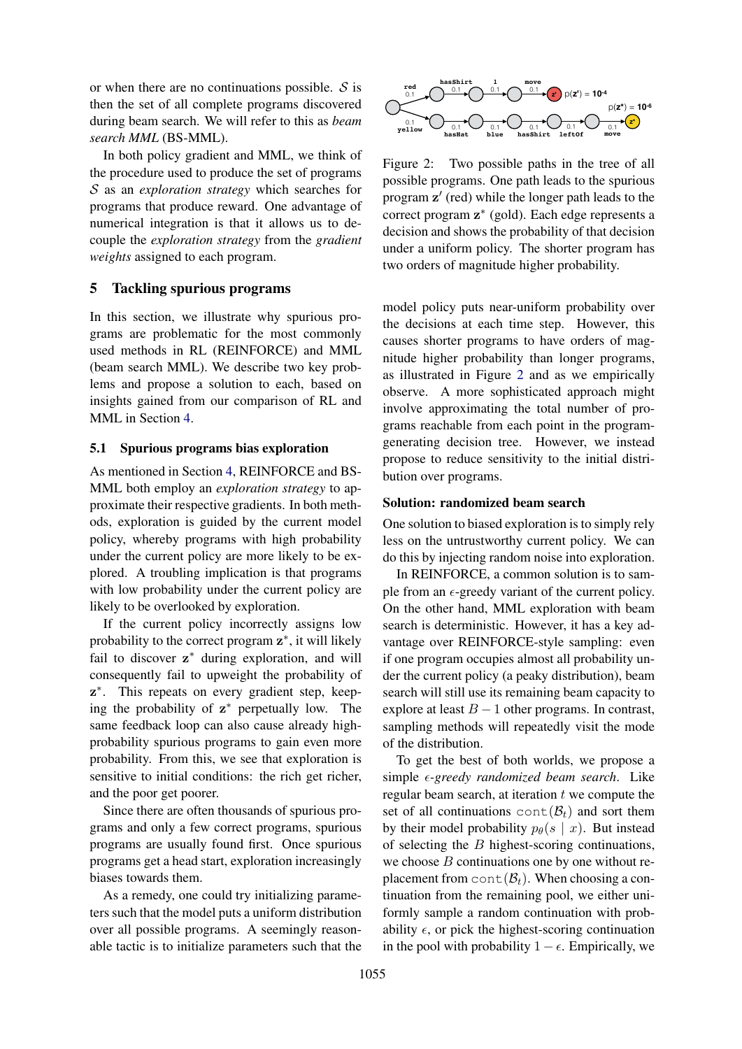or when there are no continuations possible. $\mathcal{S}$ is then the set of all complete programs discovered during beam search. We will refer to this as *beam search MML* (BS-MML).

In both policy gradient and MML, we think of the procedure used to produce the set of programs $\mathcal{S}$ as an *exploration strategy* which searches for programs that produce reward. One advantage of numerical integration is that it allows us to decouple the *exploration strategy* from the *gradient weights* assigned to each program.

## 5 Tackling spurious programs

In this section, we illustrate why spurious programs are problematic for the most commonly used methods in RL (REINFORCE) and MML (beam search MML). We describe two key problems and propose a solution to each, based on insights gained from our comparison of RL and MML in Section 4.

### 5.1 Spurious programs bias exploration

As mentioned in Section 4, REINFORCE and BS-MML both employ an *exploration strategy* to approximate their respective gradients. In both methods, exploration is guided by the current model policy, whereby programs with high probability under the current policy are more likely to be explored. A troubling implication is that programs with low probability under the current policy are likely to be overlooked by exploration.

If the current policy incorrectly assigns low probability to the correct program $\mathbf{z}^*$, it will likely fail to discover $\mathbf{z}^*$ during exploration, and will consequently fail to upweight the probability of $\mathbf{z}^*$. This repeats on every gradient step, keeping the probability of $\mathbf{z}^*$ perpetually low. The same feedback loop can also cause already high-probability spurious programs to gain even more probability. From this, we see that exploration is sensitive to initial conditions: the rich get richer, and the poor get poorer.

Since there are often thousands of spurious programs and only a few correct programs, spurious programs are usually found first. Once spurious programs get a head start, exploration increasingly biases towards them.

As a remedy, one could try initializing parameters such that the model puts a uniform distribution over all possible programs. A seemingly reasonable tactic is to initialize parameters such that the model policy puts near-uniform probability over the decisions at each time step. However, this causes shorter programs to have orders of magnitude higher probability than longer programs, as illustrated in Figure 2 and as we empirically observe. A more sophisticated approach might involve approximating the total number of programs reachable from each point in the program-generating decision tree. However, we instead propose to reduce sensitivity to the initial distribution over programs.

Figure 2: Two possible paths in the tree of all possible programs. One path leads to the spurious program $\mathbf{z}'$ (red) while the longer path leads to the correct program $\mathbf{z}^*$ (gold). Each edge represents a decision and shows the probability of that decision under a uniform policy. The shorter program has two orders of magnitude higher probability.

#### Solution: randomized beam search

One solution to biased exploration is to simply rely less on the untrustworthy current policy. We can do this by injecting random noise into exploration.

In REINFORCE, a common solution is to sample from an $\epsilon$-greedy variant of the current policy. On the other hand, MML exploration with beam search is deterministic. However, it has a key advantage over REINFORCE-style sampling: even if one program occupies almost all probability under the current policy (a peaky distribution), beam search will still use its remaining beam capacity to explore at least $B-1$ other programs. In contrast, sampling methods will repeatedly visit the mode of the distribution.

To get the best of both worlds, we propose a simple *$\epsilon$-greedy randomized beam search*. Like regular beam search, at iteration $t$ we compute the set of all continuations $\texttt{cont}(\mathcal{B}_t)$ and sort them by their model probability $p_\theta(s \mid x)$. But instead of selecting the $B$ highest-scoring continuations, we choose $B$ continuations one by one without replacement from $\texttt{cont}(\mathcal{B}_t)$. When choosing a continuation from the remaining pool, we either uniformly sample a random continuation with probability $\epsilon$, or pick the highest-scoring continuation in the pool with probability $1-\epsilon$. Empirically, we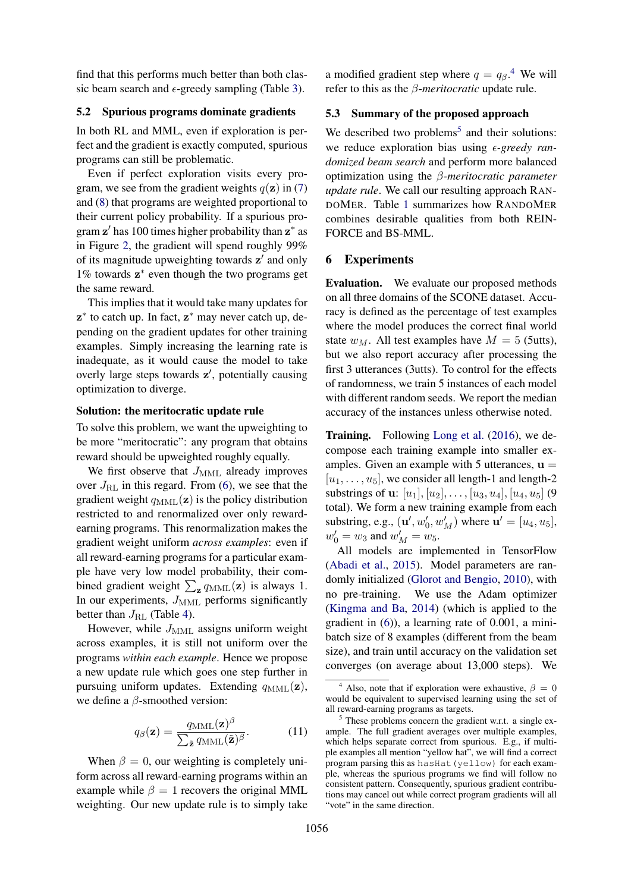find that this performs much better than both classic beam search and $\epsilon$-greedy sampling (Table 3).

### 5.2 Spurious programs dominate gradients

In both RL and MML, even if exploration is perfect and the gradient is exactly computed, spurious programs can still be problematic.

Even if perfect exploration visits every program, we see from the gradient weights $q(\mathbf{z})$ in (7) and (8) that programs are weighted proportional to their current policy probability. If a spurious program $\mathbf{z}'$ has 100 times higher probability than $\mathbf{z}^*$ as in Figure 2, the gradient will spend roughly 99% of its magnitude upweighting towards $\mathbf{z}'$ and only 1% towards $\mathbf{z}^*$ even though the two programs get the same reward.

This implies that it would take many updates for $\mathbf{z}^*$ to catch up. In fact, $\mathbf{z}^*$ may never catch up, depending on the gradient updates for other training examples. Simply increasing the learning rate is inadequate, as it would cause the model to take overly large steps towards $\mathbf{z}'$, potentially causing optimization to diverge.

**Solution: the meritocratic update rule**

To solve this problem, we want the upweighting to be more "meritocratic": any program that obtains reward should be upweighted roughly equally.

We first observe that $J_{\text{MML}}$ already improves over $J_{\text{RL}}$ in this regard. From (6), we see that the gradient weight $q_{\text{MML}}(\mathbf{z})$ is the policy distribution restricted to and renormalized over only reward-earning programs. This renormalization makes the gradient weight uniform *across examples*: even if all reward-earning programs for a particular example have very low model probability, their combined gradient weight $\sum_{\mathbf{z}} q_{\text{MML}}(\mathbf{z})$ is always 1. In our experiments, $J_{\text{MML}}$ performs significantly better than $J_{\text{RL}}$ (Table 4).

However, while $J_{\text{MML}}$ assigns uniform weight across examples, it is still not uniform over the programs *within each example*. Hence we propose a new update rule which goes one step further in pursuing uniform updates. Extending $q_{\text{MML}}(\mathbf{z})$, we define a $\beta$-smoothed version:

$$q_\beta(\mathbf{z}) = \frac{q_{\text{MML}}(\mathbf{z})^\beta}{\sum_{\tilde{\mathbf{z}}} q_{\text{MML}}(\tilde{\mathbf{z}})^\beta}. \tag{11}$$

When $\beta = 0$, our weighting is completely uniform across all reward-earning programs within an example while $\beta = 1$ recovers the original MML weighting. Our new update rule is to simply take a modified gradient step where $q = q_\beta$.[4] We will refer to this as the $\beta$-*meritocratic* update rule.

### 5.3 Summary of the proposed approach

We described two problems[5] and their solutions: we reduce exploration bias using $\epsilon$-*greedy randomized beam search* and perform more balanced optimization using the $\beta$-*meritocratic parameter update rule*. We call our resulting approach RANDOMER. Table 1 summarizes how RANDOMER combines desirable qualities from both REINFORCE and BS-MML.

## 6 Experiments

**Evaluation.** We evaluate our proposed methods on all three domains of the SCONE dataset. Accuracy is defined as the percentage of test examples where the model produces the correct final world state $w_M$. All test examples have $M = 5$ (5utts), but we also report accuracy after processing the first 3 utterances (3utts). To control for the effects of randomness, we train 5 instances of each model with different random seeds. We report the median accuracy of the instances unless otherwise noted.

**Training.** Following Long et al. (2016), we decompose each training example into smaller examples. Given an example with 5 utterances, $\mathbf{u} = [u_1, \ldots, u_5]$, we consider all length-1 and length-2 substrings of $\mathbf{u}$: $[u_1], [u_2], \ldots, [u_3, u_4], [u_4, u_5]$ (9 total). We form a new training example from each substring, e.g., $(\mathbf{u}', w_0', w_M')$ where $\mathbf{u}' = [u_4, u_5]$, $w_0' = w_3$ and $w_M' = w_5$.

All models are implemented in TensorFlow (Abadi et al., 2015). Model parameters are randomly initialized (Glorot and Bengio, 2010), with no pre-training. We use the Adam optimizer (Kingma and Ba, 2014) (which is applied to the gradient in (6)), a learning rate of 0.001, a mini-batch size of 8 examples (different from the beam size), and train until accuracy on the validation set converges (on average about 13,000 steps). We

[4] Also, note that if exploration were exhaustive, $\beta = 0$ would be equivalent to supervised learning using the set of all reward-earning programs as targets.

[5] These problems concern the gradient w.r.t. a single example. The full gradient averages over multiple examples, which helps separate correct from spurious. E.g., if multiple examples all mention "yellow hat", we will find a correct program parsing this as `hasHat(yellow)` for each example, whereas the spurious programs we find will follow no consistent pattern. Consequently, spurious gradient contributions may cancel out while correct program gradients will all "vote" in the same direction.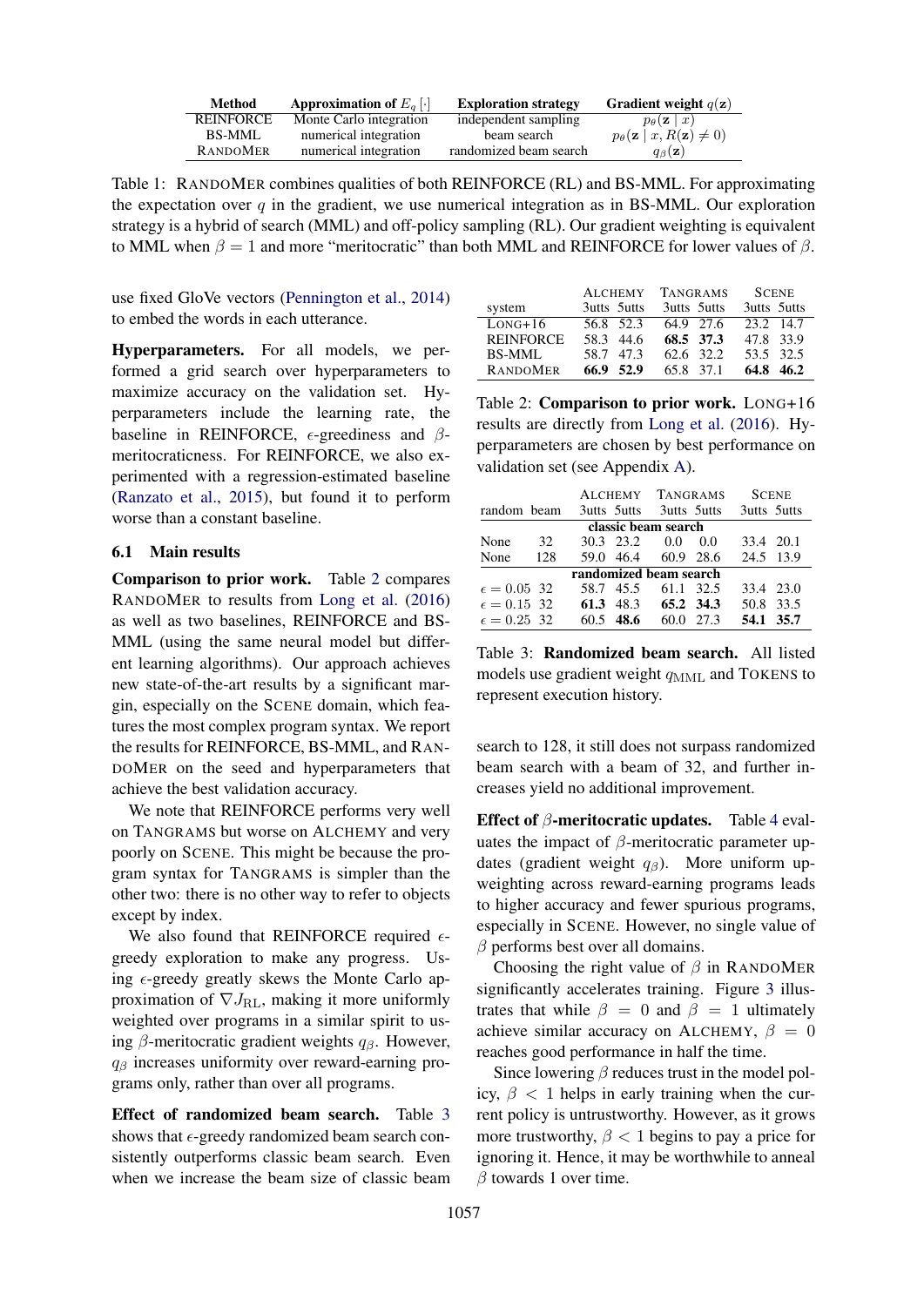| Method | Approximation of $E_q[\cdot]$ | Exploration strategy | Gradient weight $q(\mathbf{z})$ |
|---|---|---|---|
| REINFORCE | Monte Carlo integration | independent sampling | $p_\theta(\mathbf{z} \mid x)$ |
| BS-MML | numerical integration | beam search | $p_\theta(\mathbf{z} \mid x, R(\mathbf{z}) \neq 0)$ |
| RANDOMER | numerical integration | randomized beam search | $q_\beta(\mathbf{z})$ |

Table 1: RANDOMER combines qualities of both REINFORCE (RL) and BS-MML. For approximating the expectation over $q$ in the gradient, we use numerical integration as in BS-MML. Our exploration strategy is a hybrid of search (MML) and off-policy sampling (RL). Our gradient weighting is equivalent to MML when $\beta = 1$ and more "meritocratic" than both MML and REINFORCE for lower values of $\beta$.

use fixed GloVe vectors (Pennington et al., 2014) to embed the words in each utterance.

**Hyperparameters.** For all models, we performed a grid search over hyperparameters to maximize accuracy on the validation set. Hyperparameters include the learning rate, the baseline in REINFORCE, $\epsilon$-greediness and $\beta$-meritocraticness. For REINFORCE, we also experimented with a regression-estimated baseline (Ranzato et al., 2015), but found it to perform worse than a constant baseline.

### 6.1 Main results

**Comparison to prior work.** Table 2 compares RANDOMER to results from Long et al. (2016) as well as two baselines, REINFORCE and BS-MML (using the same neural model but different learning algorithms). Our approach achieves new state-of-the-art results by a significant margin, especially on the SCENE domain, which features the most complex program syntax. We report the results for REINFORCE, BS-MML, and RANDOMER on the seed and hyperparameters that achieve the best validation accuracy.

We note that REINFORCE performs very well on TANGRAMS but worse on ALCHEMY and very poorly on SCENE. This might be because the program syntax for TANGRAMS is simpler than the other two: there is no other way to refer to objects except by index.

We also found that REINFORCE required $\epsilon$-greedy exploration to make any progress. Using $\epsilon$-greedy greatly skews the Monte Carlo approximation of $\nabla J_{\text{RL}}$, making it more uniformly weighted over programs in a similar spirit to using $\beta$-meritocratic gradient weights $q_\beta$. However, $q_\beta$ increases uniformity over reward-earning programs only, rather than over all programs.

**Effect of randomized beam search.** Table 3 shows that $\epsilon$-greedy randomized beam search consistently outperforms classic beam search. Even when we increase the beam size of classic beam search to 128, it still does not surpass randomized beam search with a beam of 32, and further increases yield no additional improvement.

| system | ALCHEMY 3utts | ALCHEMY 5utts | TANGRAMS 3utts | TANGRAMS 5utts | SCENE 3utts | SCENE 5utts |
|---|---|---|---|---|---|---|
| LONG+16 | 56.8 | 52.3 | 64.9 | 27.6 | 23.2 | 14.7 |
| REINFORCE | 58.3 | 44.6 | **68.5** | **37.3** | 47.8 | 33.9 |
| BS-MML | 58.7 | 47.3 | 62.6 | 32.2 | 53.5 | 32.5 |
| RANDOMER | **66.9** | **52.9** | 65.8 | 37.1 | **64.8** | **46.2** |

Table 2: **Comparison to prior work.** LONG+16 results are directly from Long et al. (2016). Hyperparameters are chosen by best performance on validation set (see Appendix A).

| random | beam | ALCHEMY 3utts | ALCHEMY 5utts | TANGRAMS 3utts | TANGRAMS 5utts | SCENE 3utts | SCENE 5utts |
|---|---|---|---|---|---|---|---|
| | | classic beam search | | | | | |
| None | 32 | 30.3 | 23.2 | 0.0 | 0.0 | 33.4 | 20.1 |
| None | 128 | 59.0 | 46.4 | 60.9 | 28.6 | 24.5 | 13.9 |
| | | randomized beam search | | | | | |
| $\epsilon = 0.05$ | 32 | 58.7 | 45.5 | 61.1 | 32.5 | 33.4 | 23.0 |
| $\epsilon = 0.15$ | 32 | **61.3** | 48.3 | **65.2** | **34.3** | 50.8 | 33.5 |
| $\epsilon = 0.25$ | 32 | 60.5 | **48.6** | 60.0 | 27.3 | **54.1** | **35.7** |

Table 3: **Randomized beam search.** All listed models use gradient weight $q_{\text{MML}}$ and TOKENS to represent execution history.

**Effect of $\beta$-meritocratic updates.** Table 4 evaluates the impact of $\beta$-meritocratic parameter updates (gradient weight $q_\beta$). More uniform upweighting across reward-earning programs leads to higher accuracy and fewer spurious programs, especially in SCENE. However, no single value of $\beta$ performs best over all domains.

Choosing the right value of $\beta$ in RANDOMER significantly accelerates training. Figure 3 illustrates that while $\beta = 0$ and $\beta = 1$ ultimately achieve similar accuracy on ALCHEMY, $\beta = 0$ reaches good performance in half the time.

Since lowering $\beta$ reduces trust in the model policy, $\beta < 1$ helps in early training when the current policy is untrustworthy. However, as it grows more trustworthy, $\beta < 1$ begins to pay a price for ignoring it. Hence, it may be worthwhile to anneal $\beta$ towards 1 over time.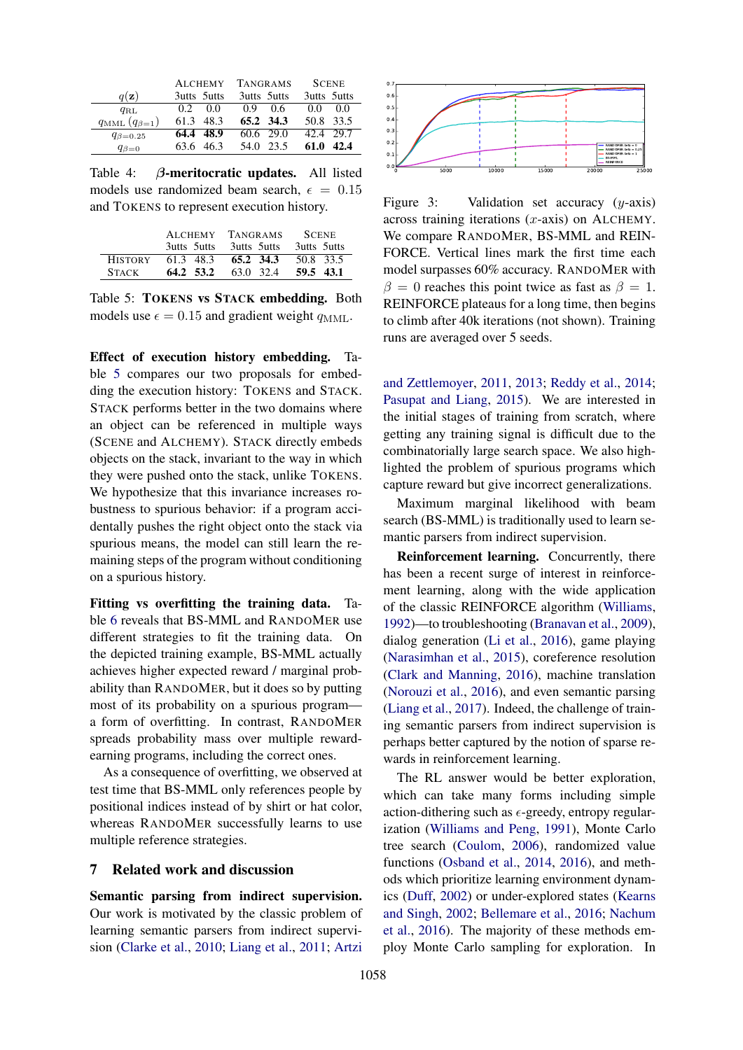| $q(\mathbf{z})$ | ALCHEMY 3utts | ALCHEMY 5utts | TANGRAMS 3utts | TANGRAMS 5utts | SCENE 3utts | SCENE 5utts |
|---|---|---|---|---|---|---|
| $q_{\text{RL}}$ | 0.2 | 0.0 | 0.9 | 0.6 | 0.0 | 0.0 |
| $q_{\text{MML}}$ ($q_{\beta=1}$) | 61.3 | 48.3 | **65.2** | **34.3** | 50.8 | 33.5 |
| $q_{\beta=0.25}$ | **64.4** | **48.9** | 60.6 | 29.0 | 42.4 | 29.7 |
| $q_{\beta=0}$ | 63.6 | 46.3 | 54.0 | 23.5 | **61.0** | **42.4** |

Table 4: **$\beta$-meritocratic updates.** All listed models use randomized beam search, $\epsilon = 0.15$ and TOKENS to represent execution history.

| | ALCHEMY 3utts | ALCHEMY 5utts | TANGRAMS 3utts | TANGRAMS 5utts | SCENE 3utts | SCENE 5utts |
|---|---|---|---|---|---|---|
| HISTORY | 61.3 | 48.3 | **65.2** | **34.3** | 50.8 | 33.5 |
| STACK | **64.2** | **53.2** | 63.0 | 32.4 | **59.5** | **43.1** |

Table 5: **TOKENS vs STACK embedding.** Both models use $\epsilon = 0.15$ and gradient weight $q_{\text{MML}}$.

**Effect of execution history embedding.** Table 5 compares our two proposals for embedding the execution history: TOKENS and STACK. STACK performs better in the two domains where an object can be referenced in multiple ways (SCENE and ALCHEMY). STACK directly embeds objects on the stack, invariant to the way in which they were pushed onto the stack, unlike TOKENS. We hypothesize that this invariance increases robustness to spurious behavior: if a program accidentally pushes the right object onto the stack via spurious means, the model can still learn the remaining steps of the program without conditioning on a spurious history.

**Fitting vs overfitting the training data.** Table 6 reveals that BS-MML and RANDOMER use different strategies to fit the training data. On the depicted training example, BS-MML actually achieves higher expected reward / marginal probability than RANDOMER, but it does so by putting most of its probability on a spurious program—a form of overfitting. In contrast, RANDOMER spreads probability mass over multiple reward-earning programs, including the correct ones.

As a consequence of overfitting, we observed at test time that BS-MML only references people by positional indices instead of by shirt or hat color, whereas RANDOMER successfully learns to use multiple reference strategies.

## 7 Related work and discussion

**Semantic parsing from indirect supervision.** Our work is motivated by the classic problem of learning semantic parsers from indirect supervision (Clarke et al., 2010; Liang et al., 2011; Artzi and Zettlemoyer, 2011, 2013; Reddy et al., 2014; Pasupat and Liang, 2015). We are interested in the initial stages of training from scratch, where getting any training signal is difficult due to the combinatorially large search space. We also highlighted the problem of spurious programs which capture reward but give incorrect generalizations.

Figure 3: Validation set accuracy ($y$-axis) across training iterations ($x$-axis) on ALCHEMY. We compare RANDOMER, BS-MML and REINFORCE. Vertical lines mark the first time each model surpasses 60% accuracy. RANDOMER with $\beta = 0$ reaches this point twice as fast as $\beta = 1$. REINFORCE plateaus for a long time, then begins to climb after 40k iterations (not shown). Training runs are averaged over 5 seeds.

Maximum marginal likelihood with beam search (BS-MML) is traditionally used to learn semantic parsers from indirect supervision.

**Reinforcement learning.** Concurrently, there has been a recent surge of interest in reinforcement learning, along with the wide application of the classic REINFORCE algorithm (Williams, 1992)—to troubleshooting (Branavan et al., 2009), dialog generation (Li et al., 2016), game playing (Narasimhan et al., 2015), coreference resolution (Clark and Manning, 2016), machine translation (Norouzi et al., 2016), and even semantic parsing (Liang et al., 2017). Indeed, the challenge of training semantic parsers from indirect supervision is perhaps better captured by the notion of sparse rewards in reinforcement learning.

The RL answer would be better exploration, which can take many forms including simple action-dithering such as $\epsilon$-greedy, entropy regularization (Williams and Peng, 1991), Monte Carlo tree search (Coulom, 2006), randomized value functions (Osband et al., 2014, 2016), and methods which prioritize learning environment dynamics (Duff, 2002) or under-explored states (Kearns and Singh, 2002; Bellemare et al., 2016; Nachum et al., 2016). The majority of these methods employ Monte Carlo sampling for exploration. In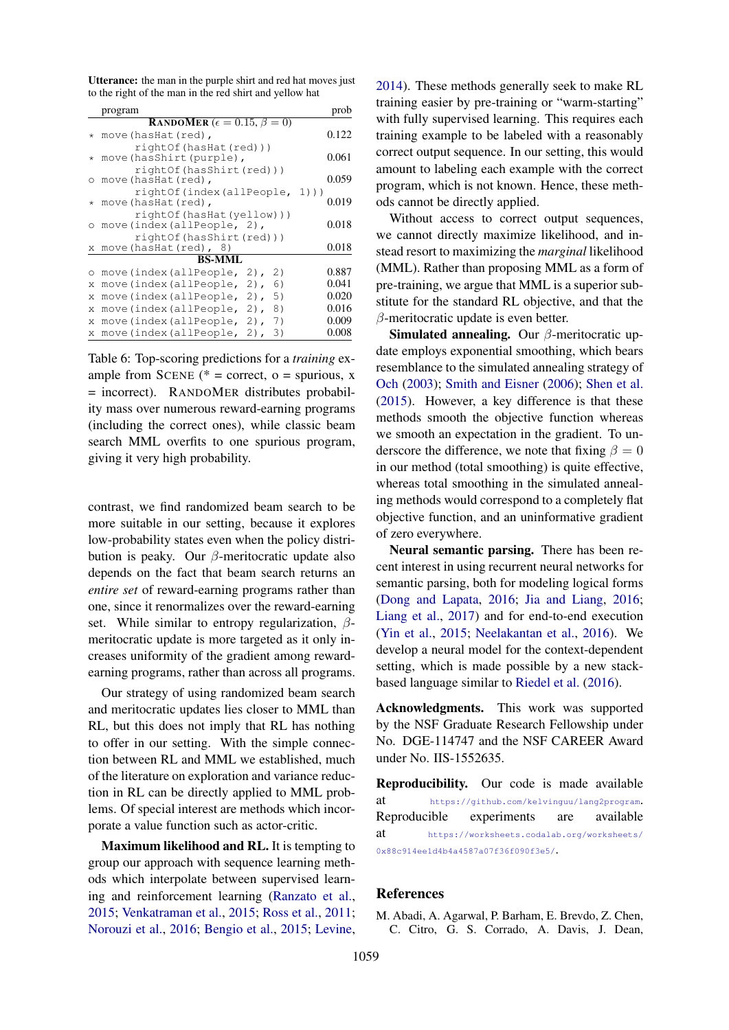**Utterance:** the man in the purple shirt and red hat moves just to the right of the man in the red shirt and yellow hat

| program | prob |
|---|---|
| **RANDOMER** ($\epsilon = 0.15$, $\beta = 0$) | |
| ⋆ move(hasHat(red), rightOf(hasHat(red))) | 0.122 |
| ⋆ move(hasShirt(purple), rightOf(hasShirt(red))) | 0.061 |
| o move(hasHat(red), rightOf(index(allPeople, 1))) | 0.059 |
| ⋆ move(hasHat(red), rightOf(hasHat(yellow))) | 0.019 |
| o move(index(allPeople, 2), rightOf(hasShirt(red))) | 0.018 |
| x move(hasHat(red), 8) | 0.018 |
| **BS-MML** | |
| o move(index(allPeople, 2), 2) | 0.887 |
| x move(index(allPeople, 2), 6) | 0.041 |
| x move(index(allPeople, 2), 5) | 0.020 |
| x move(index(allPeople, 2), 8) | 0.016 |
| x move(index(allPeople, 2), 7) | 0.009 |
| x move(index(allPeople, 2), 3) | 0.008 |

Table 6: Top-scoring predictions for a *training* example from SCENE (* = correct, o = spurious, x = incorrect). RANDOMER distributes probability mass over numerous reward-earning programs (including the correct ones), while classic beam search MML overfits to one spurious program, giving it a very high probability.

contrast, we find randomized beam search to be more suitable in our setting, because it explores low-probability states even when the policy distribution is peaky. Our $\beta$-meritocratic update also depends on the fact that beam search returns an *entire set* of reward-earning programs rather than one, since it renormalizes over the reward-earning set. While similar to entropy regularization, $\beta$-meritocratic update is more targeted as it only increases uniformity of the gradient among reward-earning programs, rather than across all programs.

Our strategy of using randomized beam search and meritocratic updates lies closer to MML than RL, but this does not imply that RL has nothing to offer in our setting. With the simple connection between RL and MML we established, much of the literature on exploration and variance reduction in RL can be directly applied to MML problems. Of special interest are methods which incorporate a value function such as actor-critic.

**Maximum likelihood and RL.** It is tempting to group our approach with sequence learning methods which interpolate between supervised learning and reinforcement learning (Ranzato et al., 2015; Venkatraman et al., 2015; Ross et al., 2011; Norouzi et al., 2016; Bengio et al., 2015; Levine, 2014). These methods generally seek to make RL training easier by pre-training or "warm-starting" with fully supervised learning. This requires each training example to be labeled with a reasonably correct output sequence. In our setting, this would amount to labeling each example with the correct program, which is not known. Hence, these methods cannot be directly applied.

Without access to correct output sequences, we cannot directly maximize likelihood, and instead resort to maximizing the *marginal* likelihood (MML). Rather than proposing MML as a form of pre-training, we argue that MML is a superior substitute for the standard RL objective, and that the $\beta$-meritocratic update is even better.

**Simulated annealing.** Our $\beta$-meritocratic update employs exponential smoothing, which bears resemblance to the simulated annealing strategy of Och (2003); Smith and Eisner (2006); Shen et al. (2015). However, a key difference is that these methods smooth the objective function whereas we smooth an expectation in the gradient. To underscore the difference, we note that fixing $\beta = 0$ in our method (total smoothing) is quite effective, whereas total smoothing in the simulated annealing methods would correspond to a completely flat objective function, and an uninformative gradient of zero everywhere.

**Neural semantic parsing.** There has been recent interest in using recurrent neural networks for semantic parsing, both for modeling logical forms (Dong and Lapata, 2016; Jia and Liang, 2016; Liang et al., 2017) and for end-to-end execution (Yin et al., 2015; Neelakantan et al., 2016). We develop a neural model for the context-dependent setting, which is made possible by a new stack-based language similar to Riedel et al. (2016).

**Acknowledgments.** This work was supported by the NSF Graduate Research Fellowship under No. DGE-114747 and the NSF CAREER Award under No. IIS-1552635.

**Reproducibility.** Our code is made available at https://github.com/kelvinguu/lang2program. Reproducible experiments are available at https://worksheets.codalab.org/worksheets/0x88c914ee1d4b4a4587a07f36f090f3e5/.

## References

M. Abadi, A. Agarwal, P. Barham, E. Brevdo, Z. Chen, C. Citro, G. S. Corrado, A. Davis, J. Dean,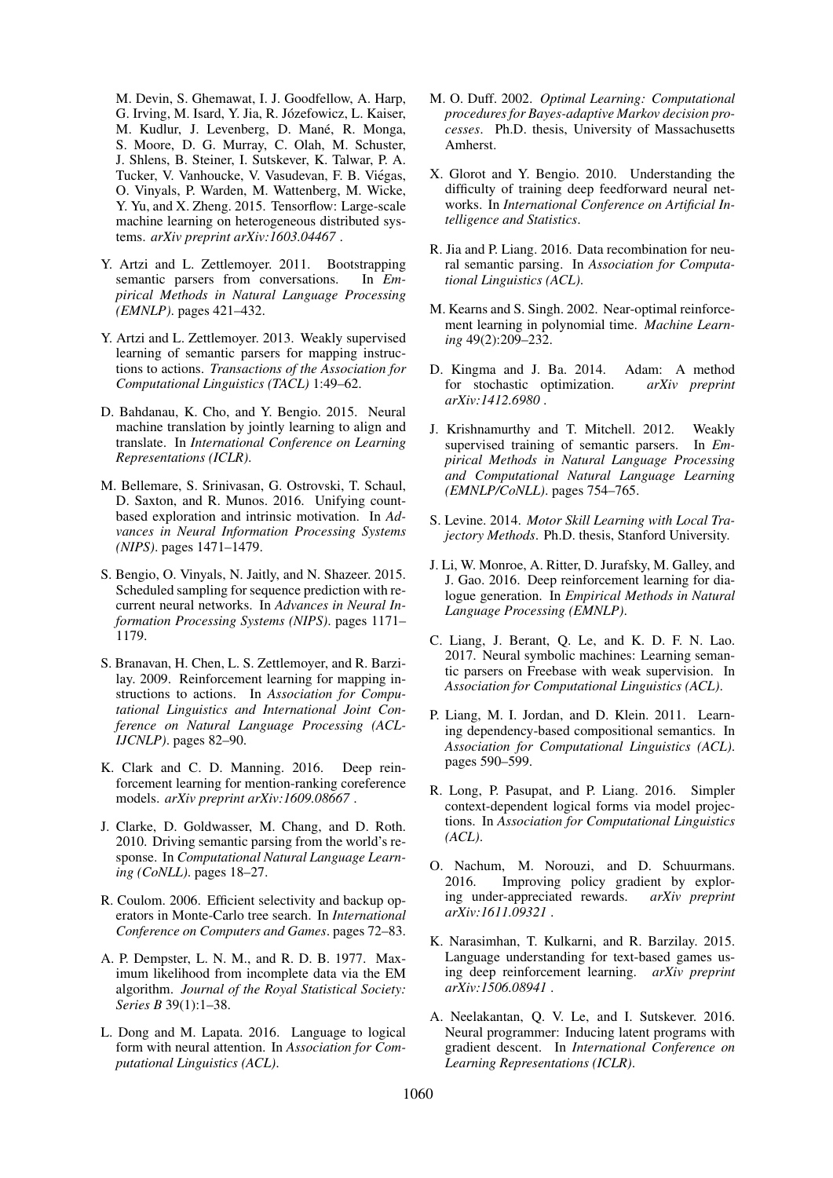M. Devin, S. Ghemawat, I. J. Goodfellow, A. Harp, G. Irving, M. Isard, Y. Jia, R. Józefowicz, L. Kaiser, M. Kudlur, J. Levenberg, D. Mané, R. Monga, S. Moore, D. G. Murray, C. Olah, M. Schuster, J. Shlens, B. Steiner, I. Sutskever, K. Talwar, P. A. Tucker, V. Vanhoucke, V. Vasudevan, F. B. Viégas, O. Vinyals, P. Warden, M. Wattenberg, M. Wicke, Y. Yu, and X. Zheng. 2015. Tensorflow: Large-scale machine learning on heterogeneous distributed systems. *arXiv preprint arXiv:1603.04467* .

Y. Artzi and L. Zettlemoyer. 2011. Bootstrapping semantic parsers from conversations. In *Empirical Methods in Natural Language Processing (EMNLP)*. pages 421–432.

Y. Artzi and L. Zettlemoyer. 2013. Weakly supervised learning of semantic parsers for mapping instructions to actions. *Transactions of the Association for Computational Linguistics (TACL)* 1:49–62.

D. Bahdanau, K. Cho, and Y. Bengio. 2015. Neural machine translation by jointly learning to align and translate. In *International Conference on Learning Representations (ICLR)*.

M. Bellemare, S. Srinivasan, G. Ostrovski, T. Schaul, D. Saxton, and R. Munos. 2016. Unifying count-based exploration and intrinsic motivation. In *Advances in Neural Information Processing Systems (NIPS)*. pages 1471–1479.

S. Bengio, O. Vinyals, N. Jaitly, and N. Shazeer. 2015. Scheduled sampling for sequence prediction with recurrent neural networks. In *Advances in Neural Information Processing Systems (NIPS)*. pages 1171–1179.

S. Branavan, H. Chen, L. S. Zettlemoyer, and R. Barzilay. 2009. Reinforcement learning for mapping instructions to actions. In *Association for Computational Linguistics and International Joint Conference on Natural Language Processing (ACL-IJCNLP)*. pages 82–90.

K. Clark and C. D. Manning. 2016. Deep reinforcement learning for mention-ranking coreference models. *arXiv preprint arXiv:1609.08667* .

J. Clarke, D. Goldwasser, M. Chang, and D. Roth. 2010. Driving semantic parsing from the world's response. In *Computational Natural Language Learning (CoNLL)*. pages 18–27.

R. Coulom. 2006. Efficient selectivity and backup operators in Monte-Carlo tree search. In *International Conference on Computers and Games*. pages 72–83.

A. P. Dempster, L. N. M., and R. D. B. 1977. Maximum likelihood from incomplete data via the EM algorithm. *Journal of the Royal Statistical Society: Series B* 39(1):1–38.

L. Dong and M. Lapata. 2016. Language to logical form with neural attention. In *Association for Computational Linguistics (ACL)*.

M. O. Duff. 2002. *Optimal Learning: Computational procedures for Bayes-adaptive Markov decision processes*. Ph.D. thesis, University of Massachusetts Amherst.

X. Glorot and Y. Bengio. 2010. Understanding the difficulty of training deep feedforward neural networks. In *International Conference on Artificial Intelligence and Statistics*.

R. Jia and P. Liang. 2016. Data recombination for neural semantic parsing. In *Association for Computational Linguistics (ACL)*.

M. Kearns and S. Singh. 2002. Near-optimal reinforcement learning in polynomial time. *Machine Learning* 49(2):209–232.

D. Kingma and J. Ba. 2014. Adam: A method for stochastic optimization. *arXiv preprint arXiv:1412.6980* .

J. Krishnamurthy and T. Mitchell. 2012. Weakly supervised training of semantic parsers. In *Empirical Methods in Natural Language Processing and Computational Natural Language Learning (EMNLP/CoNLL)*. pages 754–765.

S. Levine. 2014. *Motor Skill Learning with Local Trajectory Methods*. Ph.D. thesis, Stanford University.

J. Li, W. Monroe, A. Ritter, D. Jurafsky, M. Galley, and J. Gao. 2016. Deep reinforcement learning for dialogue generation. In *Empirical Methods in Natural Language Processing (EMNLP)*.

C. Liang, J. Berant, Q. Le, and K. D. F. N. Lao. 2017. Neural symbolic machines: Learning semantic parsers on Freebase with weak supervision. In *Association for Computational Linguistics (ACL)*.

P. Liang, M. I. Jordan, and D. Klein. 2011. Learning dependency-based compositional semantics. In *Association for Computational Linguistics (ACL)*. pages 590–599.

R. Long, P. Pasupat, and P. Liang. 2016. Simpler context-dependent logical forms via model projections. In *Association for Computational Linguistics (ACL)*.

O. Nachum, M. Norouzi, and D. Schuurmans. 2016. Improving policy gradient by exploring under-appreciated rewards. *arXiv preprint arXiv:1611.09321* .

K. Narasimhan, T. Kulkarni, and R. Barzilay. 2015. Language understanding for text-based games using deep reinforcement learning. *arXiv preprint arXiv:1506.08941* .

A. Neelakantan, Q. V. Le, and I. Sutskever. 2016. Neural programmer: Inducing latent programs with gradient descent. In *International Conference on Learning Representations (ICLR)*.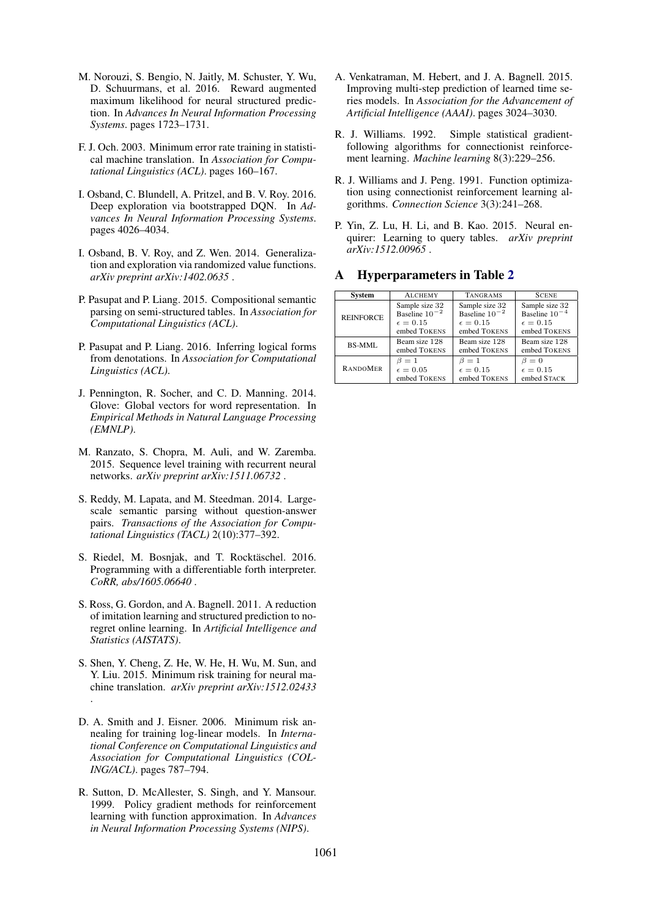M. Norouzi, S. Bengio, N. Jaitly, M. Schuster, Y. Wu, D. Schuurmans, et al. 2016. Reward augmented maximum likelihood for neural structured prediction. In *Advances In Neural Information Processing Systems*. pages 1723–1731.

F. J. Och. 2003. Minimum error rate training in statistical machine translation. In *Association for Computational Linguistics (ACL)*. pages 160–167.

I. Osband, C. Blundell, A. Pritzel, and B. V. Roy. 2016. Deep exploration via bootstrapped DQN. In *Advances In Neural Information Processing Systems*. pages 4026–4034.

I. Osband, B. V. Roy, and Z. Wen. 2014. Generalization and exploration via randomized value functions. *arXiv preprint arXiv:1402.0635* .

P. Pasupat and P. Liang. 2015. Compositional semantic parsing on semi-structured tables. In *Association for Computational Linguistics (ACL)*.

P. Pasupat and P. Liang. 2016. Inferring logical forms from denotations. In *Association for Computational Linguistics (ACL)*.

J. Pennington, R. Socher, and C. D. Manning. 2014. Glove: Global vectors for word representation. In *Empirical Methods in Natural Language Processing (EMNLP)*.

M. Ranzato, S. Chopra, M. Auli, and W. Zaremba. 2015. Sequence level training with recurrent neural networks. *arXiv preprint arXiv:1511.06732* .

S. Reddy, M. Lapata, and M. Steedman. 2014. Large-scale semantic parsing without question-answer pairs. *Transactions of the Association for Computational Linguistics (TACL)* 2(10):377–392.

S. Riedel, M. Bosnjak, and T. Rocktäschel. 2016. Programming with a differentiable forth interpreter. *CoRR, abs/1605.06640* .

S. Ross, G. Gordon, and A. Bagnell. 2011. A reduction of imitation learning and structured prediction to no-regret online learning. In *Artificial Intelligence and Statistics (AISTATS)*.

S. Shen, Y. Cheng, Z. He, W. He, H. Wu, M. Sun, and Y. Liu. 2015. Minimum risk training for neural machine translation. *arXiv preprint arXiv:1512.02433* .

D. A. Smith and J. Eisner. 2006. Minimum risk annealing for training log-linear models. In *International Conference on Computational Linguistics and Association for Computational Linguistics (COLING/ACL)*. pages 787–794.

R. Sutton, D. McAllester, S. Singh, and Y. Mansour. 1999. Policy gradient methods for reinforcement learning with function approximation. In *Advances in Neural Information Processing Systems (NIPS)*.

A. Venkatraman, M. Hebert, and J. A. Bagnell. 2015. Improving multi-step prediction of learned time series models. In *Association for the Advancement of Artificial Intelligence (AAAI)*. pages 3024–3030.

R. J. Williams. 1992. Simple statistical gradient-following algorithms for connectionist reinforcement learning. *Machine learning* 8(3):229–256.

R. J. Williams and J. Peng. 1991. Function optimization using connectionist reinforcement learning algorithms. *Connection Science* 3(3):241–268.

P. Yin, Z. Lu, H. Li, and B. Kao. 2015. Neural enquirer: Learning to query tables. *arXiv preprint arXiv:1512.00965* .

## A Hyperparameters in Table 2

| System | ALCHEMY | TANGRAMS | SCENE |
|---|---|---|---|
| REINFORCE | Sample size 32<br>Baseline $10^{-2}$<br>$\epsilon = 0.15$<br>embed TOKENS | Sample size 32<br>Baseline $10^{-2}$<br>$\epsilon = 0.15$<br>embed TOKENS | Sample size 32<br>Baseline $10^{-4}$<br>$\epsilon = 0.15$<br>embed TOKENS |
| BS-MML | Beam size 128<br>embed TOKENS | Beam size 128<br>embed TOKENS | Beam size 128<br>embed TOKENS |
| RANDOMER | $\beta = 1$<br>$\epsilon = 0.05$<br>embed TOKENS | $\beta = 1$<br>$\epsilon = 0.15$<br>embed TOKENS | $\beta = 0$<br>$\epsilon = 0.15$<br>embed STACK |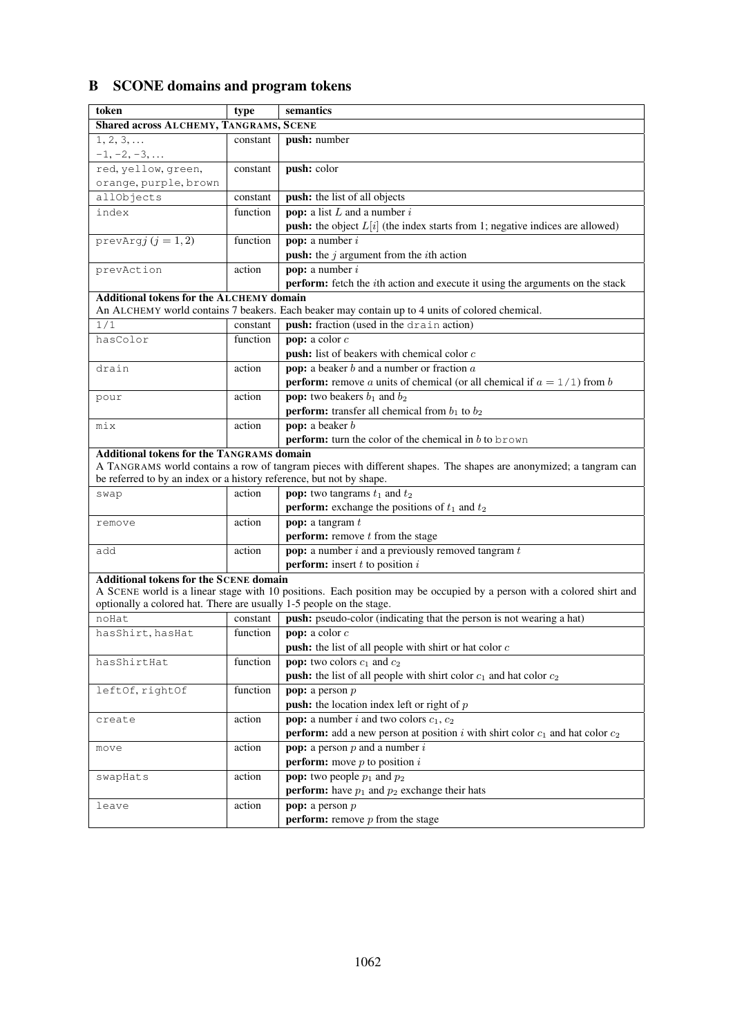## B SCONE domains and program tokens

| token | type | semantics |
|---|---|---|
| **Shared across ALCHEMY, TANGRAMS, SCENE** | | |
| `1, 2, 3, ...` `-1, -2, -3, ...` | constant | **push:** number |
| `red, yellow, green, orange, purple, brown` | constant | **push:** color |
| `allObjects` | constant | **push:** the list of all objects |
| `index` | function | **pop:** a list $L$ and a number $i$ |
| | | **push:** the object $L[i]$ (the index starts from 1; negative indices are allowed) |
| `prevArg`$j$ $(j = 1, 2)$ | function | **pop:** a number $i$ |
| | | **push:** the $j$ argument from the $i$th action |
| `prevAction` | action | **pop:** a number $i$ |
| | | **perform:** fetch the $i$th action and execute it using the arguments on the stack |
| **Additional tokens for the ALCHEMY domain** | | |
| An ALCHEMY world contains 7 beakers. Each beaker may contain up to 4 units of colored chemical. | | |
| `1/1` | constant | **push:** fraction (used in the `drain` action) |
| `hasColor` | function | **pop:** a color $c$ |
| | | **push:** list of beakers with chemical color $c$ |
| `drain` | action | **pop:** a beaker $b$ and a number or fraction $a$ |
| | | **perform:** remove $a$ units of chemical (or all chemical if $a =$ `1/1`) from $b$ |
| `pour` | action | **pop:** two beakers $b_1$ and $b_2$ |
| | | **perform:** transfer all chemical from $b_1$ to $b_2$ |
| `mix` | action | **pop:** a beaker $b$ |
| | | **perform:** turn the color of the chemical in $b$ to `brown` |
| **Additional tokens for the TANGRAMS domain** | | |
| A TANGRAMS world contains a row of tangram pieces with different shapes. The shapes are anonymized; a tangram can be referred to by an index or a history reference, but not by shape. | | |
| `swap` | action | **pop:** two tangrams $t_1$ and $t_2$ |
| | | **perform:** exchange the positions of $t_1$ and $t_2$ |
| `remove` | action | **pop:** a tangram $t$ |
| | | **perform:** remove $t$ from the stage |
| `add` | action | **pop:** a number $i$ and a previously removed tangram $t$ |
| | | **perform:** insert $t$ to position $i$ |
| **Additional tokens for the SCENE domain** | | |
| A SCENE world is a linear stage with 10 positions. Each position may be occupied by a person with a colored shirt and optionally a colored hat. There are usually 1-5 people on the stage. | | |
| `noHat` | constant | **push:** pseudo-color (indicating that the person is not wearing a hat) |
| `hasShirt, hasHat` | function | **pop:** a color $c$ |
| | | **push:** the list of all people with shirt or hat color $c$ |
| `hasShirtHat` | function | **pop:** two colors $c_1$ and $c_2$ |
| | | **push:** the list of all people with shirt color $c_1$ and hat color $c_2$ |
| `leftOf, rightOf` | function | **pop:** a person $p$ |
| | | **push:** the location index left or right of $p$ |
| `create` | action | **pop:** a number $i$ and two colors $c_1$, $c_2$ |
| | | **perform:** add a new person at position $i$ with shirt color $c_1$ and hat color $c_2$ |
| `move` | action | **pop:** a person $p$ and a number $i$ |
| | | **perform:** move $p$ to position $i$ |
| `swapHats` | action | **pop:** two people $p_1$ and $p_2$ |
| | | **perform:** have $p_1$ and $p_2$ exchange their hats |
| `leave` | action | **pop:** a person $p$ |
| | | **perform:** remove $p$ from the stage |